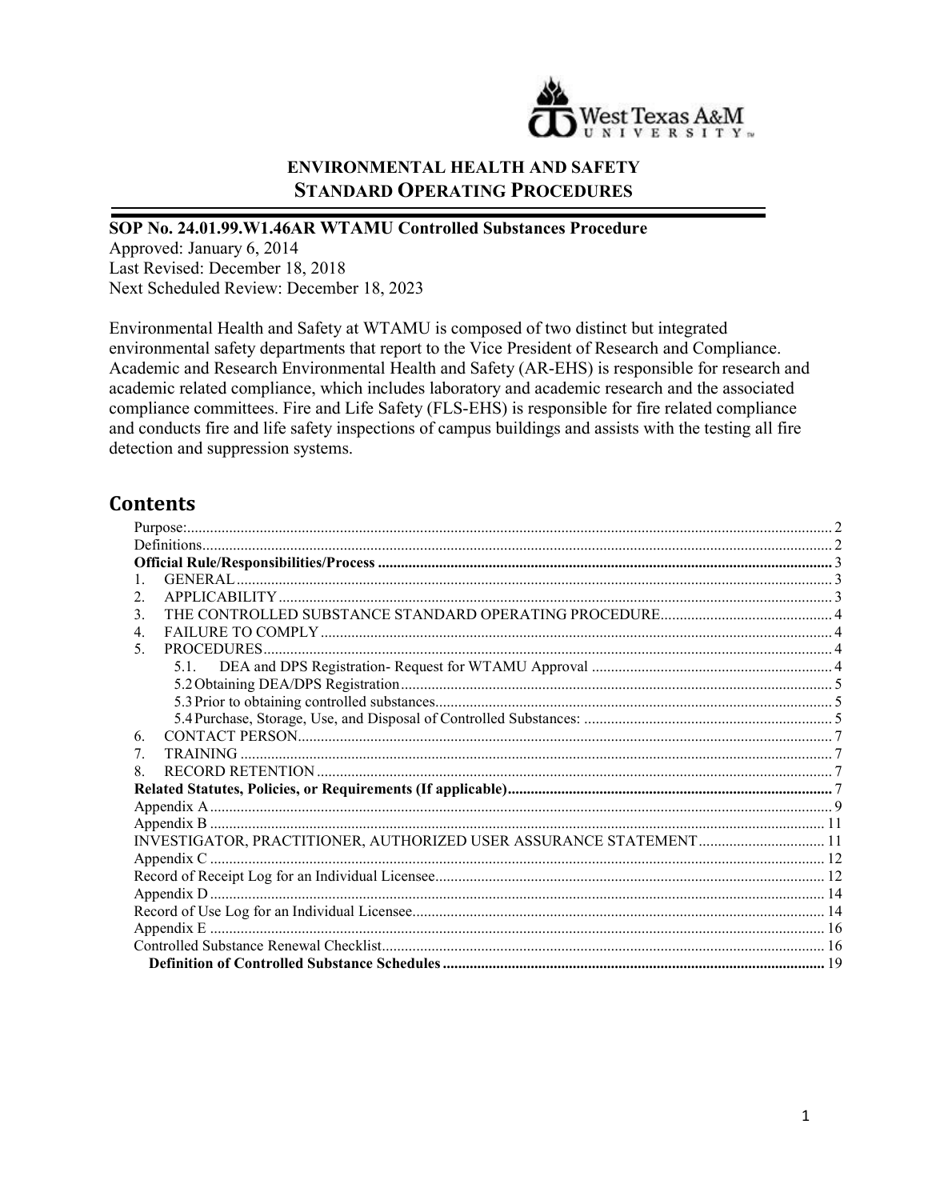# ENVIRONMENTAL HEALTH AND SAFETY
## STANDARD OPERATING PROCEDURES

**SOP No. 24.01.99.W1.46AR WTAMU Controlled Substances Procedure**

Approved: January 6, 2014
Last Revised: December 18, 2018
Next Scheduled Review: December 18, 2023

Environmental Health and Safety at WTAMU is composed of two distinct but integrated environmental safety departments that report to the Vice President of Research and Compliance. Academic and Research Environmental Health and Safety (AR-EHS) is responsible for research and academic related compliance, which includes laboratory and academic research and the associated compliance committees. Fire and Life Safety (FLS-EHS) is responsible for fire related compliance and conducts fire and life safety inspections of campus buildings and assists with the testing all fire detection and suppression systems.

## Contents

- Purpose: ..... 2
- Definitions ..... 2
- **Official Rule/Responsibilities/Process ..... 3**
- 1. GENERAL ..... 3
- 2. APPLICABILITY ..... 3
- 3. THE CONTROLLED SUBSTANCE STANDARD OPERATING PROCEDURE ..... 4
- 4. FAILURE TO COMPLY ..... 4
- 5. PROCEDURES ..... 4
  - 5.1. DEA and DPS Registration- Request for WTAMU Approval ..... 4
  - 5.2 Obtaining DEA/DPS Registration ..... 5
  - 5.3 Prior to obtaining controlled substances ..... 5
  - 5.4 Purchase, Storage, Use, and Disposal of Controlled Substances: ..... 5
- 6. CONTACT PERSON ..... 7
- 7. TRAINING ..... 7
- 8. RECORD RETENTION ..... 7
- **Related Statutes, Policies, or Requirements (If applicable) ..... 7**
- Appendix A ..... 9
- Appendix B ..... 11
- INVESTIGATOR, PRACTITIONER, AUTHORIZED USER ASSURANCE STATEMENT ..... 11
- Appendix C ..... 12
- Record of Receipt Log for an Individual Licensee ..... 12
- Appendix D ..... 14
- Record of Use Log for an Individual Licensee ..... 14
- Appendix E ..... 16
- Controlled Substance Renewal Checklist ..... 16
- **Definition of Controlled Substance Schedules ..... 19**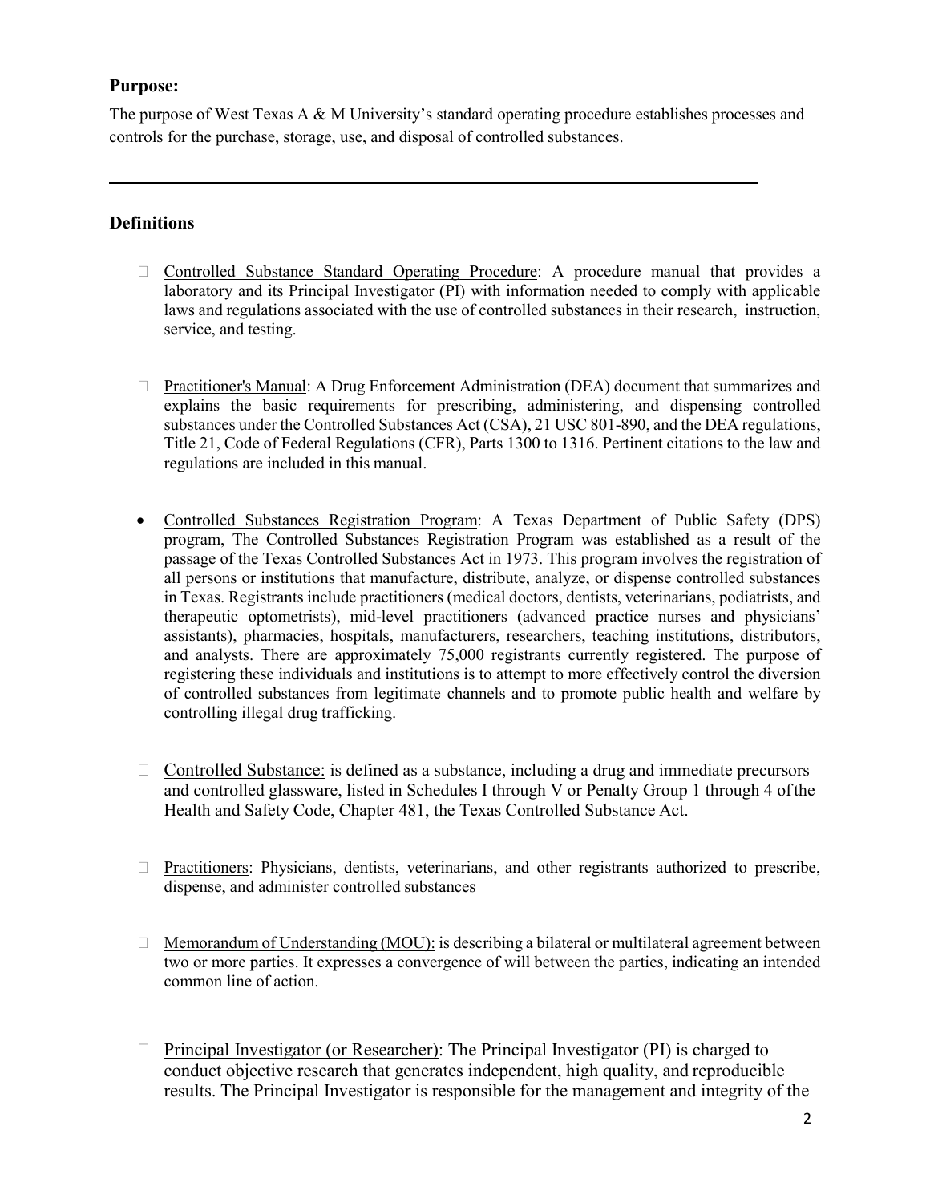## Purpose:

The purpose of West Texas A & M University's standard operating procedure establishes processes and controls for the purchase, storage, use, and disposal of controlled substances.

---

## Definitions

- Controlled Substance Standard Operating Procedure: A procedure manual that provides a laboratory and its Principal Investigator (PI) with information needed to comply with applicable laws and regulations associated with the use of controlled substances in their research, instruction, service, and testing.

- Practitioner's Manual: A Drug Enforcement Administration (DEA) document that summarizes and explains the basic requirements for prescribing, administering, and dispensing controlled substances under the Controlled Substances Act (CSA), 21 USC 801-890, and the DEA regulations, Title 21, Code of Federal Regulations (CFR), Parts 1300 to 1316. Pertinent citations to the law and regulations are included in this manual.

- Controlled Substances Registration Program: A Texas Department of Public Safety (DPS) program, The Controlled Substances Registration Program was established as a result of the passage of the Texas Controlled Substances Act in 1973. This program involves the registration of all persons or institutions that manufacture, distribute, analyze, or dispense controlled substances in Texas. Registrants include practitioners (medical doctors, dentists, veterinarians, podiatrists, and therapeutic optometrists), mid-level practitioners (advanced practice nurses and physicians' assistants), pharmacies, hospitals, manufacturers, researchers, teaching institutions, distributors, and analysts. There are approximately 75,000 registrants currently registered. The purpose of registering these individuals and institutions is to attempt to more effectively control the diversion of controlled substances from legitimate channels and to promote public health and welfare by controlling illegal drug trafficking.

- Controlled Substance: is defined as a substance, including a drug and immediate precursors and controlled glassware, listed in Schedules I through V or Penalty Group 1 through 4 of the Health and Safety Code, Chapter 481, the Texas Controlled Substance Act.

- Practitioners: Physicians, dentists, veterinarians, and other registrants authorized to prescribe, dispense, and administer controlled substances

- Memorandum of Understanding (MOU): is describing a bilateral or multilateral agreement between two or more parties. It expresses a convergence of will between the parties, indicating an intended common line of action.

- Principal Investigator (or Researcher): The Principal Investigator (PI) is charged to conduct objective research that generates independent, high quality, and reproducible results. The Principal Investigator is responsible for the management and integrity of the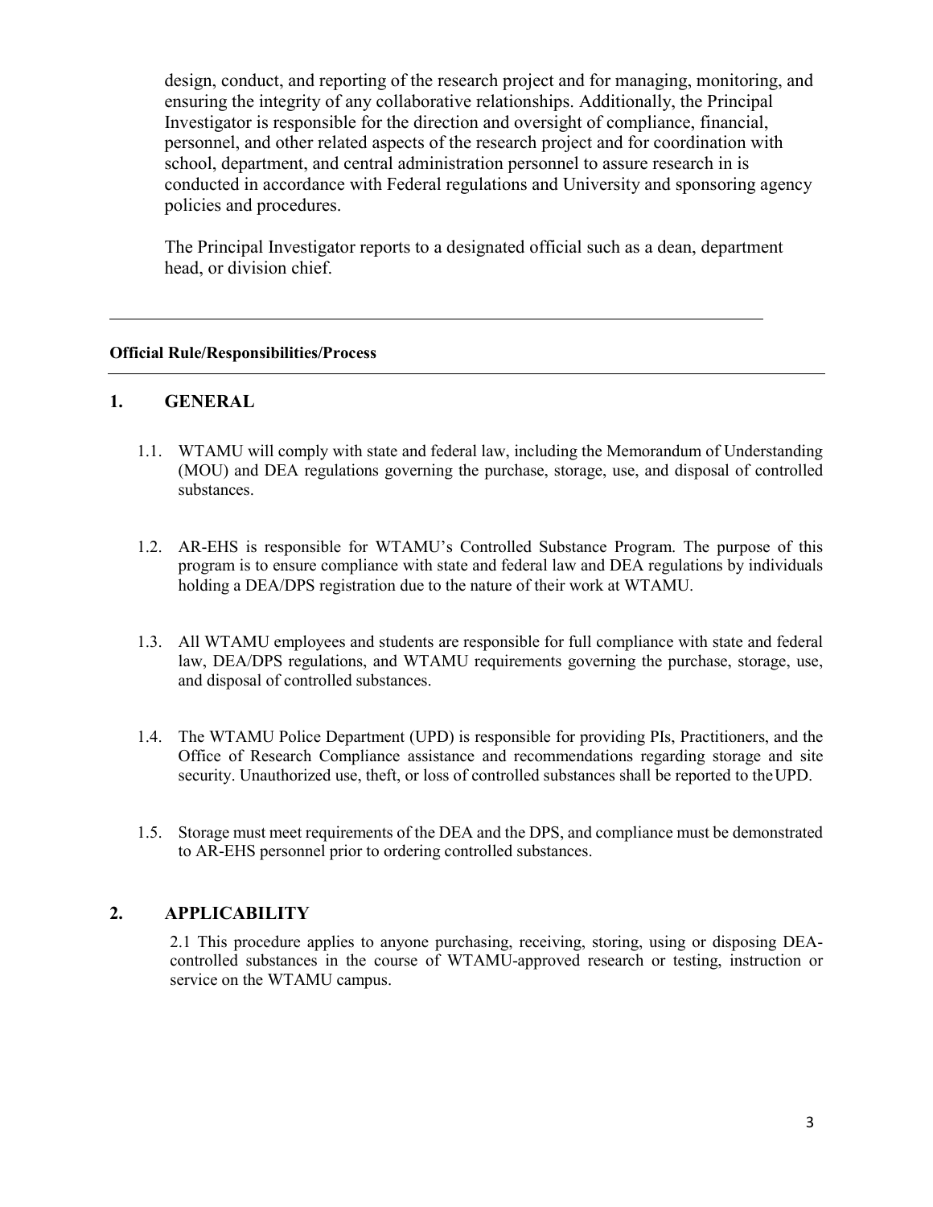design, conduct, and reporting of the research project and for managing, monitoring, and ensuring the integrity of any collaborative relationships. Additionally, the Principal Investigator is responsible for the direction and oversight of compliance, financial, personnel, and other related aspects of the research project and for coordination with school, department, and central administration personnel to assure research in is conducted in accordance with Federal regulations and University and sponsoring agency policies and procedures.

The Principal Investigator reports to a designated official such as a dean, department head, or division chief.

---

**Official Rule/Responsibilities/Process**

## 1. GENERAL

1.1. WTAMU will comply with state and federal law, including the Memorandum of Understanding (MOU) and DEA regulations governing the purchase, storage, use, and disposal of controlled substances.

1.2. AR-EHS is responsible for WTAMU's Controlled Substance Program. The purpose of this program is to ensure compliance with state and federal law and DEA regulations by individuals holding a DEA/DPS registration due to the nature of their work at WTAMU.

1.3. All WTAMU employees and students are responsible for full compliance with state and federal law, DEA/DPS regulations, and WTAMU requirements governing the purchase, storage, use, and disposal of controlled substances.

1.4. The WTAMU Police Department (UPD) is responsible for providing PIs, Practitioners, and the Office of Research Compliance assistance and recommendations regarding storage and site security. Unauthorized use, theft, or loss of controlled substances shall be reported to the UPD.

1.5. Storage must meet requirements of the DEA and the DPS, and compliance must be demonstrated to AR-EHS personnel prior to ordering controlled substances.

## 2. APPLICABILITY

2.1 This procedure applies to anyone purchasing, receiving, storing, using or disposing DEA-controlled substances in the course of WTAMU-approved research or testing, instruction or service on the WTAMU campus.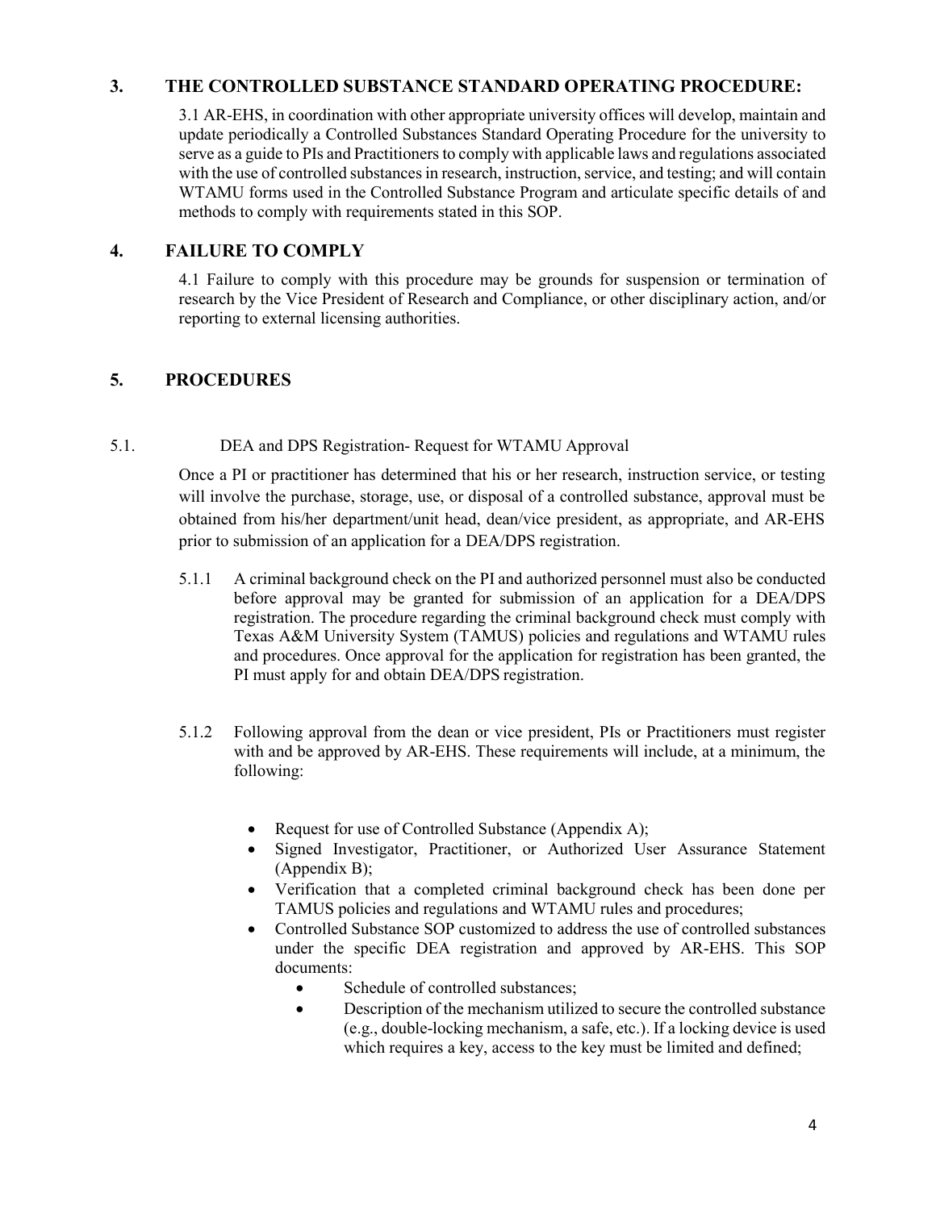## 3. THE CONTROLLED SUBSTANCE STANDARD OPERATING PROCEDURE:

3.1 AR-EHS, in coordination with other appropriate university offices will develop, maintain and update periodically a Controlled Substances Standard Operating Procedure for the university to serve as a guide to PIs and Practitioners to comply with applicable laws and regulations associated with the use of controlled substances in research, instruction, service, and testing; and will contain WTAMU forms used in the Controlled Substance Program and articulate specific details of and methods to comply with requirements stated in this SOP.

## 4. FAILURE TO COMPLY

4.1 Failure to comply with this procedure may be grounds for suspension or termination of research by the Vice President of Research and Compliance, or other disciplinary action, and/or reporting to external licensing authorities.

## 5. PROCEDURES

### 5.1. DEA and DPS Registration- Request for WTAMU Approval

Once a PI or practitioner has determined that his or her research, instruction service, or testing will involve the purchase, storage, use, or disposal of a controlled substance, approval must be obtained from his/her department/unit head, dean/vice president, as appropriate, and AR-EHS prior to submission of an application for a DEA/DPS registration.

5.1.1 A criminal background check on the PI and authorized personnel must also be conducted before approval may be granted for submission of an application for a DEA/DPS registration. The procedure regarding the criminal background check must comply with Texas A&M University System (TAMUS) policies and regulations and WTAMU rules and procedures. Once approval for the application for registration has been granted, the PI must apply for and obtain DEA/DPS registration.

5.1.2 Following approval from the dean or vice president, PIs or Practitioners must register with and be approved by AR-EHS. These requirements will include, at a minimum, the following:

- Request for use of Controlled Substance (Appendix A);
- Signed Investigator, Practitioner, or Authorized User Assurance Statement (Appendix B);
- Verification that a completed criminal background check has been done per TAMUS policies and regulations and WTAMU rules and procedures;
- Controlled Substance SOP customized to address the use of controlled substances under the specific DEA registration and approved by AR-EHS. This SOP documents:
  - Schedule of controlled substances;
  - Description of the mechanism utilized to secure the controlled substance (e.g., double-locking mechanism, a safe, etc.). If a locking device is used which requires a key, access to the key must be limited and defined;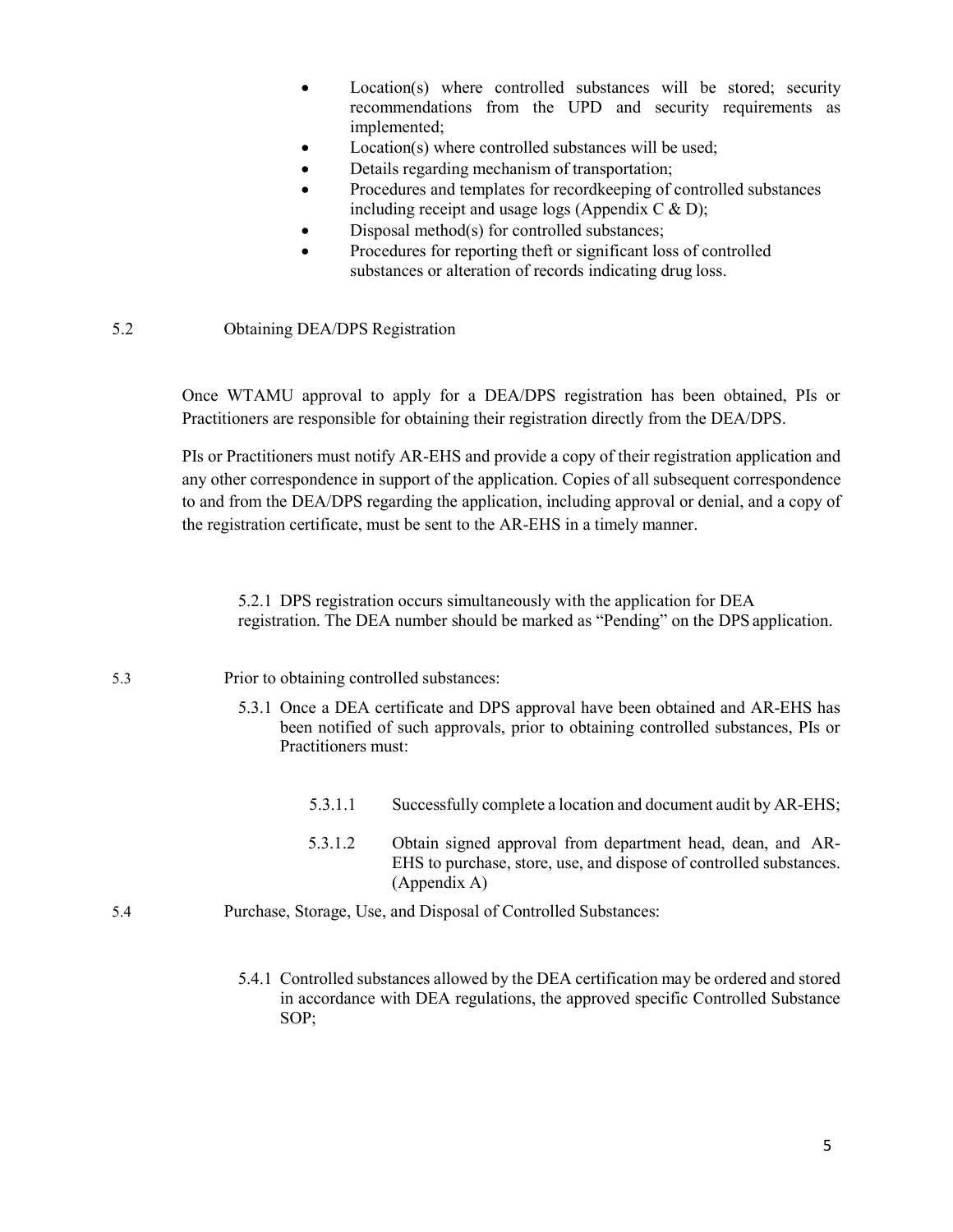- Location(s) where controlled substances will be stored; security recommendations from the UPD and security requirements as implemented;
- Location(s) where controlled substances will be used;
- Details regarding mechanism of transportation;
- Procedures and templates for recordkeeping of controlled substances including receipt and usage logs (Appendix C & D);
- Disposal method(s) for controlled substances;
- Procedures for reporting theft or significant loss of controlled substances or alteration of records indicating drug loss.

5.2 Obtaining DEA/DPS Registration

Once WTAMU approval to apply for a DEA/DPS registration has been obtained, PIs or Practitioners are responsible for obtaining their registration directly from the DEA/DPS.

PIs or Practitioners must notify AR-EHS and provide a copy of their registration application and any other correspondence in support of the application. Copies of all subsequent correspondence to and from the DEA/DPS regarding the application, including approval or denial, and a copy of the registration certificate, must be sent to the AR-EHS in a timely manner.

5.2.1 DPS registration occurs simultaneously with the application for DEA registration. The DEA number should be marked as "Pending" on the DPS application.

5.3 Prior to obtaining controlled substances:

5.3.1 Once a DEA certificate and DPS approval have been obtained and AR-EHS has been notified of such approvals, prior to obtaining controlled substances, PIs or Practitioners must:

5.3.1.1 Successfully complete a location and document audit by AR-EHS;

5.3.1.2 Obtain signed approval from department head, dean, and AR-EHS to purchase, store, use, and dispose of controlled substances. (Appendix A)

5.4 Purchase, Storage, Use, and Disposal of Controlled Substances:

5.4.1 Controlled substances allowed by the DEA certification may be ordered and stored in accordance with DEA regulations, the approved specific Controlled Substance SOP;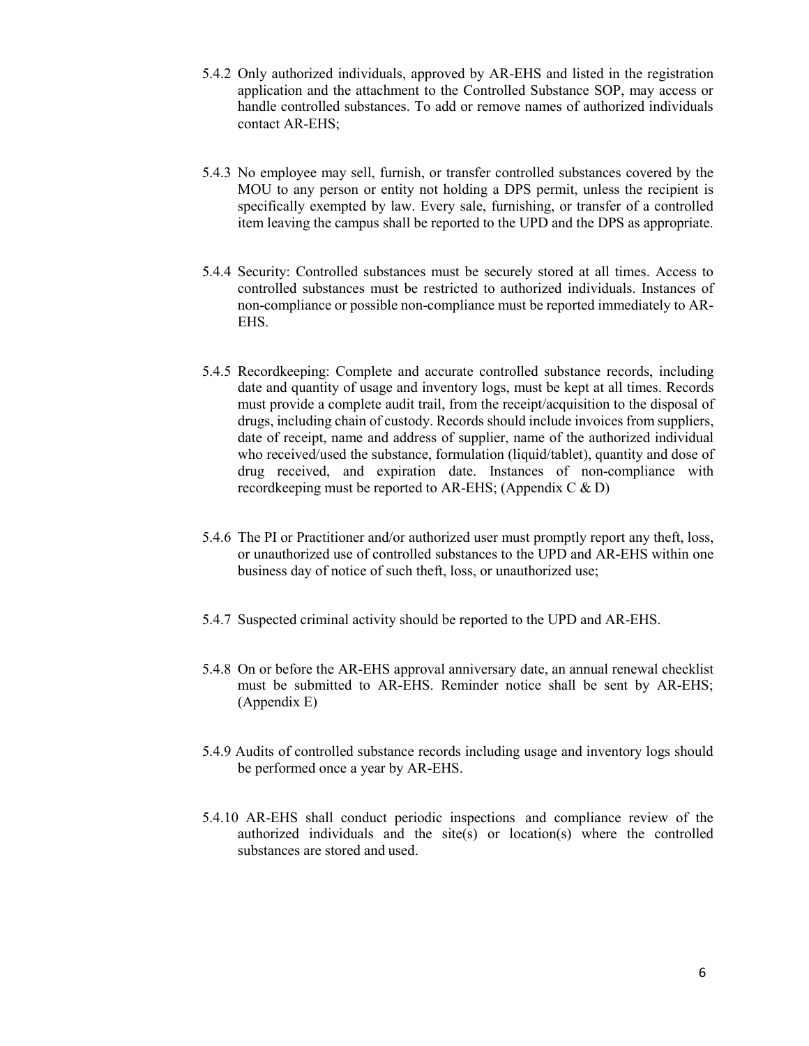5.4.2 Only authorized individuals, approved by AR-EHS and listed in the registration application and the attachment to the Controlled Substance SOP, may access or handle controlled substances. To add or remove names of authorized individuals contact AR-EHS;

5.4.3 No employee may sell, furnish, or transfer controlled substances covered by the MOU to any person or entity not holding a DPS permit, unless the recipient is specifically exempted by law. Every sale, furnishing, or transfer of a controlled item leaving the campus shall be reported to the UPD and the DPS as appropriate.

5.4.4 Security: Controlled substances must be securely stored at all times. Access to controlled substances must be restricted to authorized individuals. Instances of non-compliance or possible non-compliance must be reported immediately to AR-EHS.

5.4.5 Recordkeeping: Complete and accurate controlled substance records, including date and quantity of usage and inventory logs, must be kept at all times. Records must provide a complete audit trail, from the receipt/acquisition to the disposal of drugs, including chain of custody. Records should include invoices from suppliers, date of receipt, name and address of supplier, name of the authorized individual who received/used the substance, formulation (liquid/tablet), quantity and dose of drug received, and expiration date. Instances of non-compliance with recordkeeping must be reported to AR-EHS; (Appendix C & D)

5.4.6 The PI or Practitioner and/or authorized user must promptly report any theft, loss, or unauthorized use of controlled substances to the UPD and AR-EHS within one business day of notice of such theft, loss, or unauthorized use;

5.4.7 Suspected criminal activity should be reported to the UPD and AR-EHS.

5.4.8 On or before the AR-EHS approval anniversary date, an annual renewal checklist must be submitted to AR-EHS. Reminder notice shall be sent by AR-EHS; (Appendix E)

5.4.9 Audits of controlled substance records including usage and inventory logs should be performed once a year by AR-EHS.

5.4.10 AR-EHS shall conduct periodic inspections and compliance review of the authorized individuals and the site(s) or location(s) where the controlled substances are stored and used.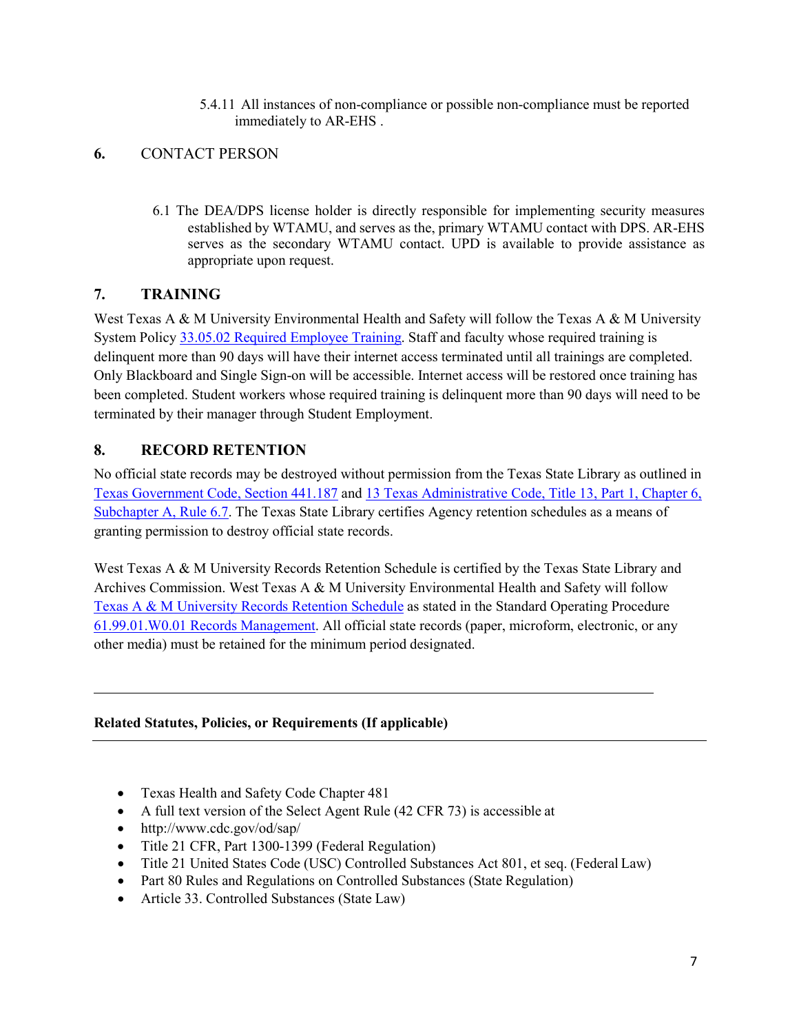5.4.11 All instances of non-compliance or possible non-compliance must be reported immediately to AR-EHS .

## 6. CONTACT PERSON

6.1 The DEA/DPS license holder is directly responsible for implementing security measures established by WTAMU, and serves as the, primary WTAMU contact with DPS. AR-EHS serves as the secondary WTAMU contact. UPD is available to provide assistance as appropriate upon request.

## 7. TRAINING

West Texas A & M University Environmental Health and Safety will follow the Texas A & M University System Policy 33.05.02 Required Employee Training. Staff and faculty whose required training is delinquent more than 90 days will have their internet access terminated until all trainings are completed. Only Blackboard and Single Sign-on will be accessible. Internet access will be restored once training has been completed. Student workers whose required training is delinquent more than 90 days will need to be terminated by their manager through Student Employment.

## 8. RECORD RETENTION

No official state records may be destroyed without permission from the Texas State Library as outlined in Texas Government Code, Section 441.187 and 13 Texas Administrative Code, Title 13, Part 1, Chapter 6, Subchapter A, Rule 6.7. The Texas State Library certifies Agency retention schedules as a means of granting permission to destroy official state records.

West Texas A & M University Records Retention Schedule is certified by the Texas State Library and Archives Commission. West Texas A & M University Environmental Health and Safety will follow Texas A & M University Records Retention Schedule as stated in the Standard Operating Procedure 61.99.01.W0.01 Records Management. All official state records (paper, microform, electronic, or any other media) must be retained for the minimum period designated.

---

**Related Statutes, Policies, or Requirements (If applicable)**

---

- Texas Health and Safety Code Chapter 481
- A full text version of the Select Agent Rule (42 CFR 73) is accessible at
- http://www.cdc.gov/od/sap/
- Title 21 CFR, Part 1300-1399 (Federal Regulation)
- Title 21 United States Code (USC) Controlled Substances Act 801, et seq. (Federal Law)
- Part 80 Rules and Regulations on Controlled Substances (State Regulation)
- Article 33. Controlled Substances (State Law)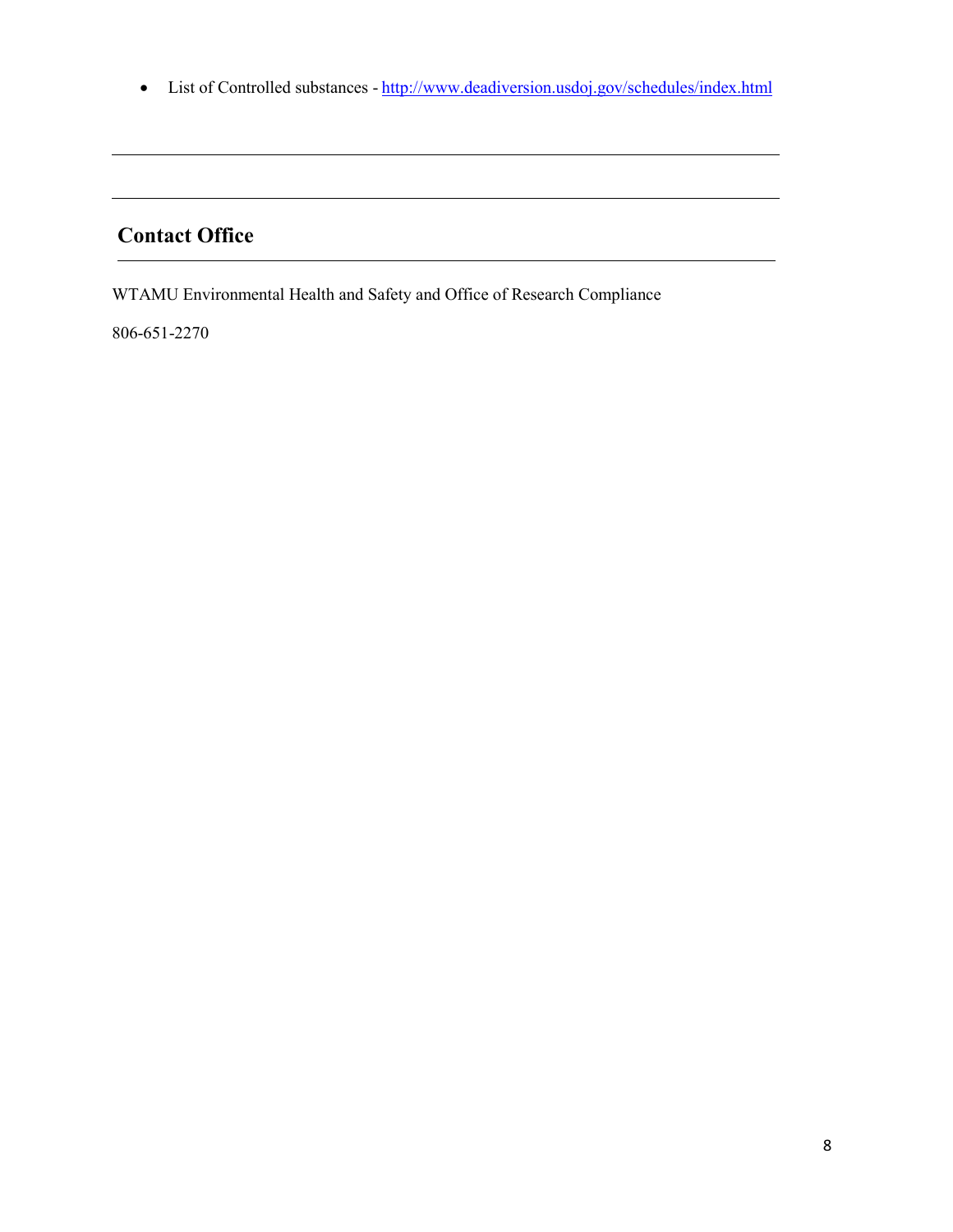- List of Controlled substances - http://www.deadiversion.usdoj.gov/schedules/index.html

---

---

## Contact Office

WTAMU Environmental Health and Safety and Office of Research Compliance

806-651-2270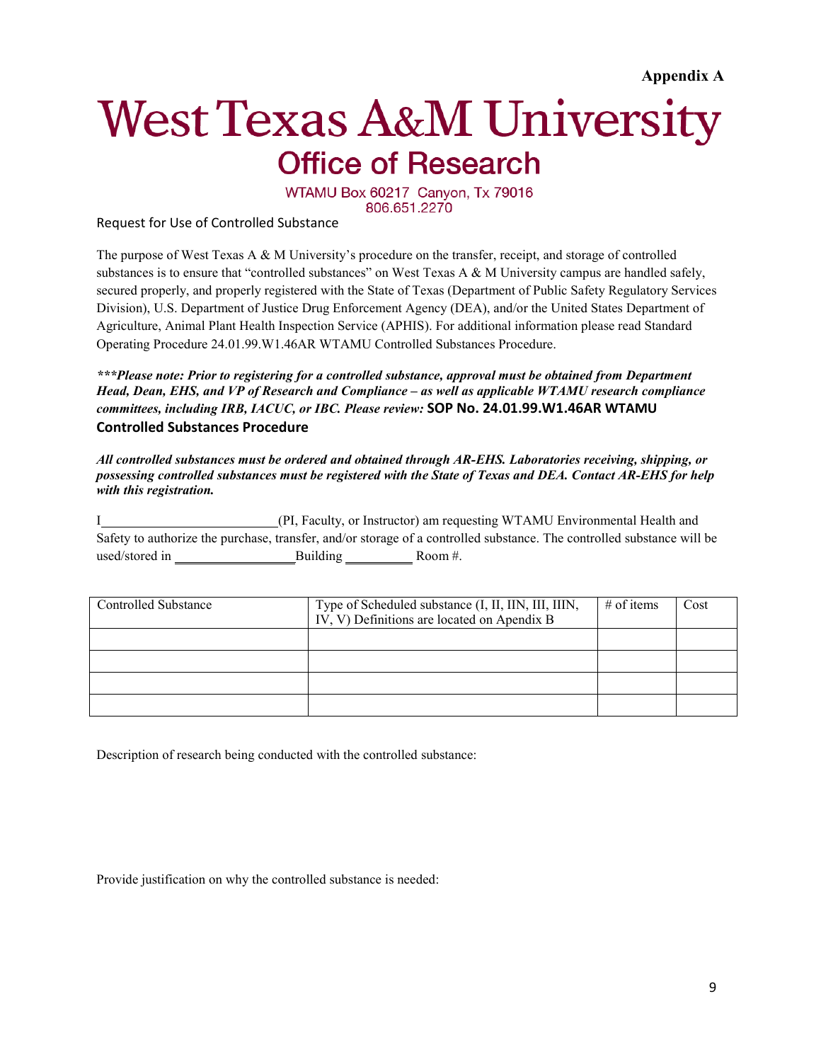**Appendix A**

# West Texas A&M University

## Office of Research

WTAMU Box 60217 Canyon, Tx 79016
806.651.2270

Request for Use of Controlled Substance

The purpose of West Texas A & M University's procedure on the transfer, receipt, and storage of controlled substances is to ensure that "controlled substances" on West Texas A & M University campus are handled safely, secured properly, and properly registered with the State of Texas (Department of Public Safety Regulatory Services Division), U.S. Department of Justice Drug Enforcement Agency (DEA), and/or the United States Department of Agriculture, Animal Plant Health Inspection Service (APHIS). For additional information please read Standard Operating Procedure 24.01.99.W1.46AR WTAMU Controlled Substances Procedure.

***\*\*\*Please note: Prior to registering for a controlled substance, approval must be obtained from Department Head, Dean, EHS, and VP of Research and Compliance – as well as applicable WTAMU research compliance committees, including IRB, IACUC, or IBC. Please review:*** **SOP No. 24.01.99.W1.46AR WTAMU Controlled Substances Procedure**

***All controlled substances must be ordered and obtained through AR-EHS. Laboratories receiving, shipping, or possessing controlled substances must be registered with the State of Texas and DEA. Contact AR-EHS for help with this registration.***

I__________________________(PI, Faculty, or Instructor) am requesting WTAMU Environmental Health and Safety to authorize the purchase, transfer, and/or storage of a controlled substance. The controlled substance will be used/stored in __________________Building __________ Room #.

| Controlled Substance | Type of Scheduled substance (I, II, IIN, III, IIIN, IV, V) Definitions are located on Apendix B | # of items | Cost |
|---|---|---|---|
| | | | |
| | | | |
| | | | |
| | | | |

Description of research being conducted with the controlled substance:

Provide justification on why the controlled substance is needed: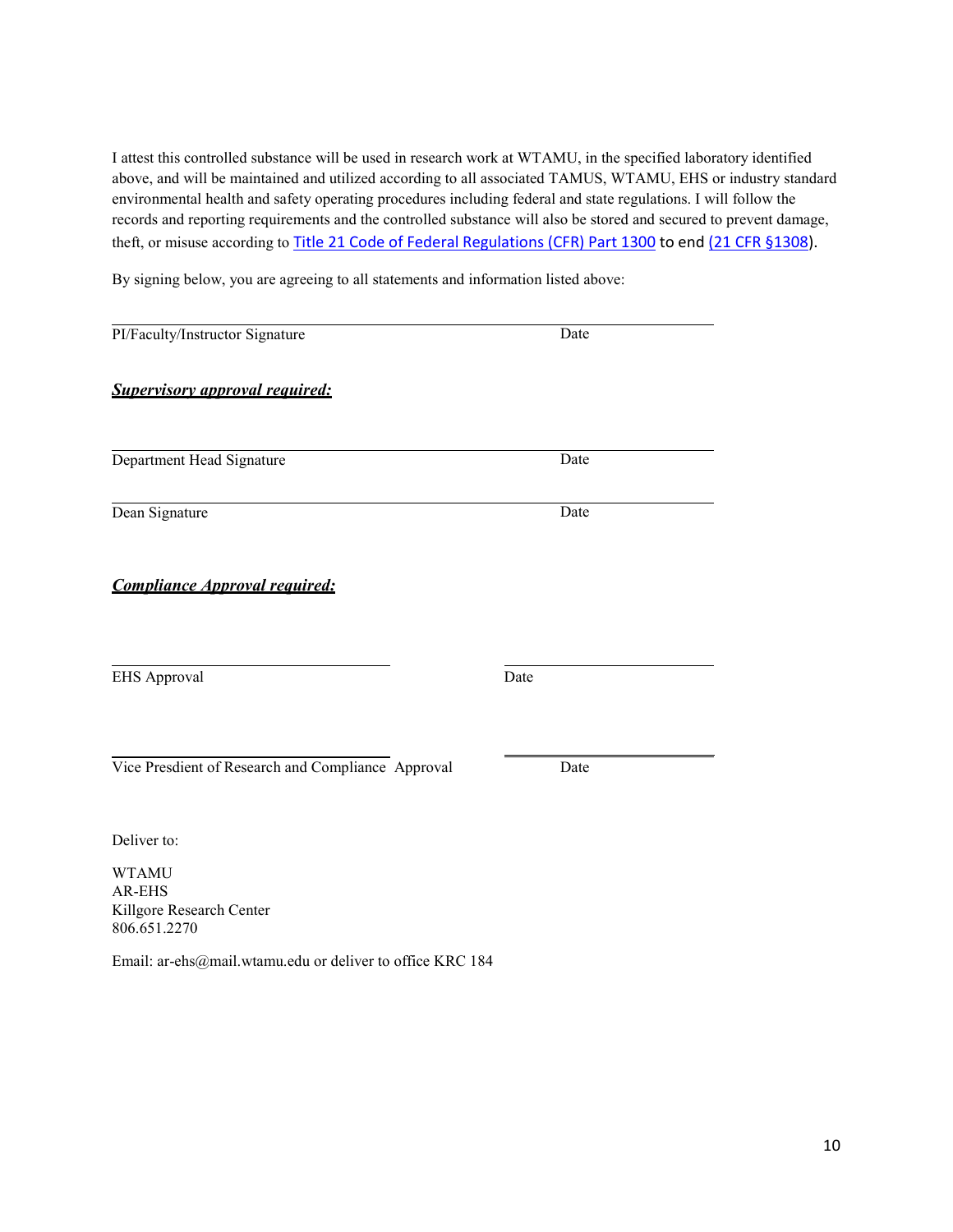I attest this controlled substance will be used in research work at WTAMU, in the specified laboratory identified above, and will be maintained and utilized according to all associated TAMUS, WTAMU, EHS or industry standard environmental health and safety operating procedures including federal and state regulations. I will follow the records and reporting requirements and the controlled substance will also be stored and secured to prevent damage, theft, or misuse according to Title 21 Code of Federal Regulations (CFR) Part 1300 to end (21 CFR §1308).

By signing below, you are agreeing to all statements and information listed above:

PI/Faculty/Instructor Signature Date

***Supervisory approval required:***

Department Head Signature Date

Dean Signature Date

***Compliance Approval required:***

EHS Approval Date

Vice Presdient of Research and Compliance Approval Date

Deliver to:

WTAMU
AR-EHS
Killgore Research Center
806.651.2270

Email: ar-ehs@mail.wtamu.edu or deliver to office KRC 184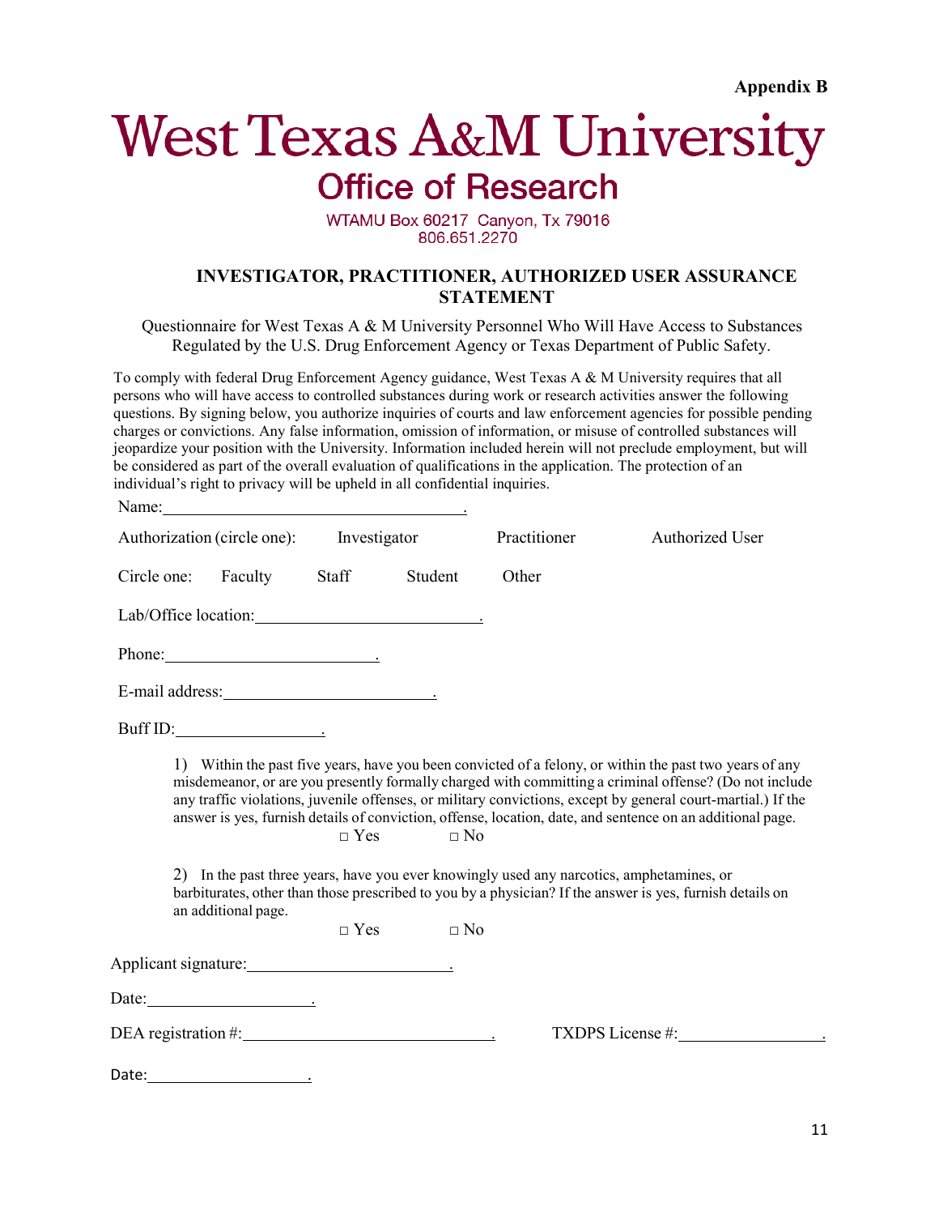**Appendix B**

# West Texas A&M University

## Office of Research

WTAMU Box 60217 Canyon, Tx 79016
806.651.2270

### INVESTIGATOR, PRACTITIONER, AUTHORIZED USER ASSURANCE STATEMENT

Questionnaire for West Texas A & M University Personnel Who Will Have Access to Substances Regulated by the U.S. Drug Enforcement Agency or Texas Department of Public Safety.

To comply with federal Drug Enforcement Agency guidance, West Texas A & M University requires that all persons who will have access to controlled substances during work or research activities answer the following questions. By signing below, you authorize inquiries of courts and law enforcement agencies for possible pending charges or convictions. Any false information, omission of information, or misuse of controlled substances will jeopardize your position with the University. Information included herein will not preclude employment, but will be considered as part of the overall evaluation of qualifications in the application. The protection of an individual's right to privacy will be upheld in all confidential inquiries.

Name:\_\_\_\_\_\_\_\_\_\_\_\_\_\_\_\_\_\_\_\_\_\_\_\_\_\_\_\_\_\_\_\_\_\_\_\_.

Authorization (circle one): Investigator Practitioner Authorized User

Circle one: Faculty Staff Student Other

Lab/Office location:\_\_\_\_\_\_\_\_\_\_\_\_\_\_\_\_\_\_\_\_\_\_\_\_\_\_.

Phone:\_\_\_\_\_\_\_\_\_\_\_\_\_\_\_\_\_\_\_\_\_\_\_\_\_.

E-mail address:\_\_\_\_\_\_\_\_\_\_\_\_\_\_\_\_\_\_\_\_\_\_\_\_\_.

Buff ID:\_\_\_\_\_\_\_\_\_\_\_\_\_\_\_\_\_\_.

1) Within the past five years, have you been convicted of a felony, or within the past two years of any misdemeanor, or are you presently formally charged with committing a criminal offense? (Do not include any traffic violations, juvenile offenses, or military convictions, except by general court-martial.) If the answer is yes, furnish details of conviction, offense, location, date, and sentence on an additional page.

□ Yes □ No

2) In the past three years, have you ever knowingly used any narcotics, amphetamines, or barbiturates, other than those prescribed to you by a physician? If the answer is yes, furnish details on an additional page.

□ Yes □ No

Applicant signature:\_\_\_\_\_\_\_\_\_\_\_\_\_\_\_\_\_\_\_\_\_\_\_\_\_.

Date:\_\_\_\_\_\_\_\_\_\_\_\_\_\_\_\_\_\_\_\_.

DEA registration #:\_\_\_\_\_\_\_\_\_\_\_\_\_\_\_\_\_\_\_\_\_\_\_\_\_\_\_\_\_\_. TXDPS License #:\_\_\_\_\_\_\_\_\_\_\_\_\_\_\_\_\_\_.

Date:\_\_\_\_\_\_\_\_\_\_\_\_\_\_\_\_\_\_\_\_.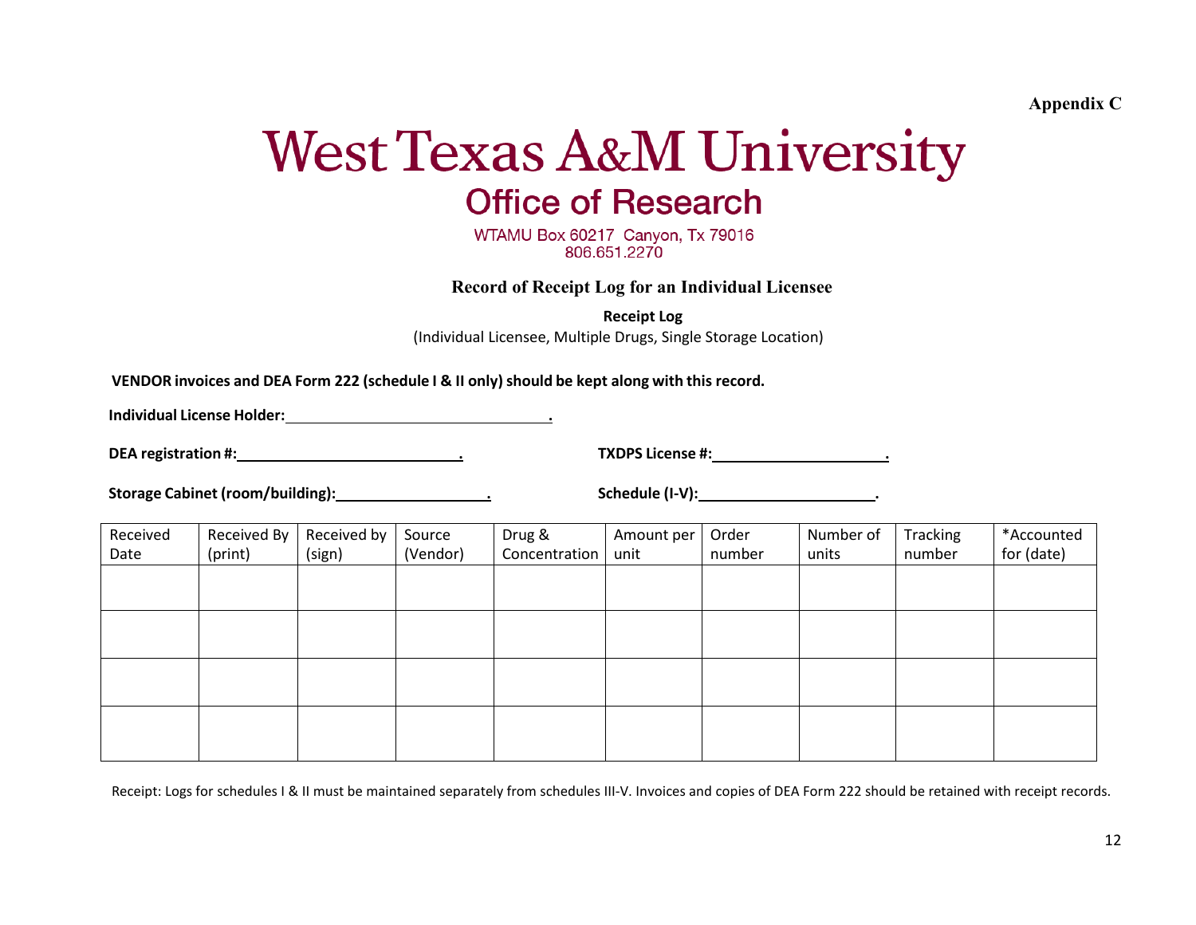**Appendix C**

# West Texas A&M University

## Office of Research

WTAMU Box 60217 Canyon, Tx 79016
806.651.2270

### Record of Receipt Log for an Individual Licensee

**Receipt Log**

(Individual Licensee, Multiple Drugs, Single Storage Location)

**VENDOR invoices and DEA Form 222 (schedule I & II only) should be kept along with this record.**

**Individual License Holder:**\_\_\_\_\_\_\_\_\_\_\_\_\_\_\_\_\_\_\_\_\_\_\_\_\_\_\_\_\_\_.

**DEA registration #:**\_\_\_\_\_\_\_\_\_\_\_\_\_\_\_\_\_\_\_\_\_\_\_\_\_\_. **TXDPS License #:**\_\_\_\_\_\_\_\_\_\_\_\_\_\_\_\_\_\_\_\_.

**Storage Cabinet (room/building):**\_\_\_\_\_\_\_\_\_\_\_\_\_\_\_\_\_\_. **Schedule (I-V):**\_\_\_\_\_\_\_\_\_\_\_\_\_\_\_\_\_\_\_\_.

| Received Date | Received By (print) | Received by (sign) | Source (Vendor) | Drug & Concentration | Amount per unit | Order number | Number of units | Tracking number | *Accounted for (date) |
|---|---|---|---|---|---|---|---|---|---|
| | | | | | | | | | |
| | | | | | | | | | |
| | | | | | | | | | |
| | | | | | | | | | |

Receipt: Logs for schedules I & II must be maintained separately from schedules III-V. Invoices and copies of DEA Form 222 should be retained with receipt records.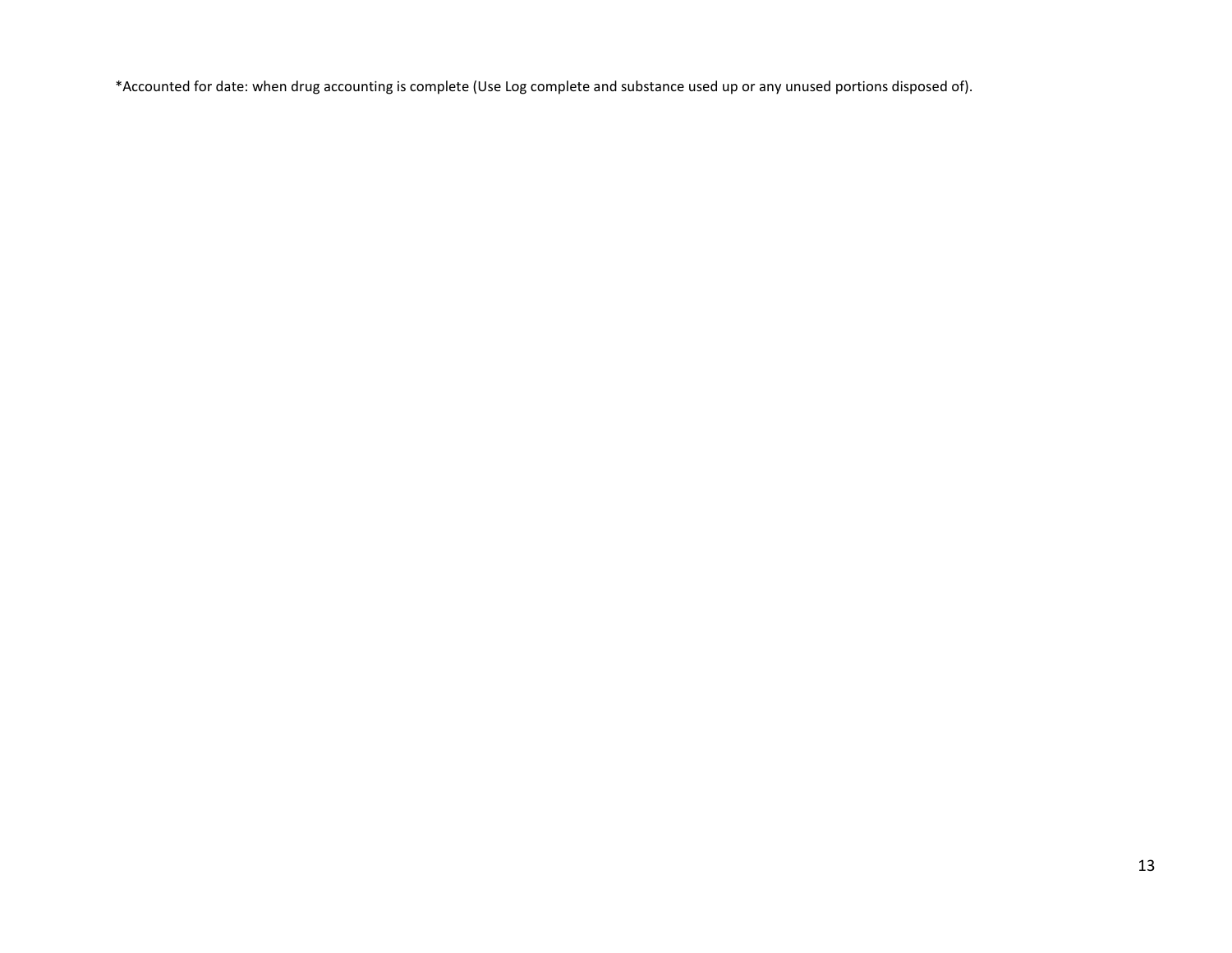*Accounted for date: when drug accounting is complete (Use Log complete and substance used up or any unused portions disposed of).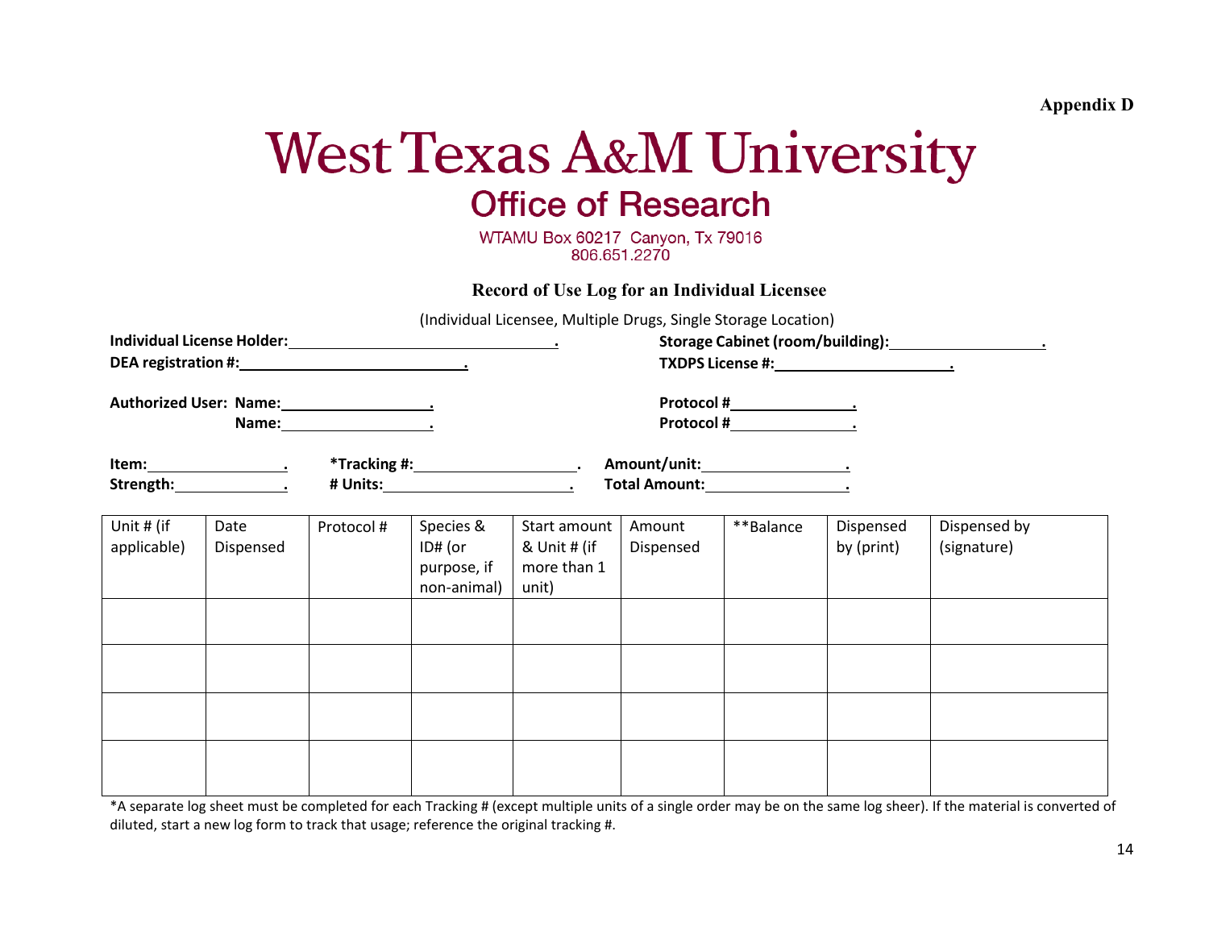Appendix D

# West Texas A&M University

## Office of Research

WTAMU Box 60217 Canyon, Tx 79016
806.651.2270

### Record of Use Log for an Individual Licensee

(Individual Licensee, Multiple Drugs, Single Storage Location)

**Individual License Holder:**\_\_\_\_\_\_\_\_\_\_\_\_\_\_\_\_\_\_\_\_\_\_\_\_\_\_\_\_\_\_**.** **Storage Cabinet (room/building):**\_\_\_\_\_\_\_\_\_\_\_\_\_\_\_\_\_\_**.**

**DEA registration #:**\_\_\_\_\_\_\_\_\_\_\_\_\_\_\_\_\_\_\_\_\_\_\_\_\_\_**.** **TXDPS License #:**\_\_\_\_\_\_\_\_\_\_\_\_\_\_\_\_\_\_\_\_**.**

**Authorized User: Name:**\_\_\_\_\_\_\_\_\_\_\_\_\_\_\_\_\_**.** **Protocol #**\_\_\_\_\_\_\_\_\_\_\_\_\_\_**.**

**Name:**\_\_\_\_\_\_\_\_\_\_\_\_\_\_\_\_\_**.** **Protocol #**\_\_\_\_\_\_\_\_\_\_\_\_\_\_**.**

**Item:**\_\_\_\_\_\_\_\_\_\_\_\_\_\_**.** **\*Tracking #:**\_\_\_\_\_\_\_\_\_\_\_\_\_\_\_\_\_\_**.** **Amount/unit:**\_\_\_\_\_\_\_\_\_\_\_\_\_\_\_\_**.**

**Strength:**\_\_\_\_\_\_\_\_\_\_\_\_**.** **# Units:**\_\_\_\_\_\_\_\_\_\_\_\_\_\_\_\_\_\_\_\_\_**.** **Total Amount:**\_\_\_\_\_\_\_\_\_\_\_\_\_\_\_\_**.**

| Unit # (if applicable) | Date Dispensed | Protocol # | Species & ID# (or purpose, if non-animal) | Start amount & Unit # (if more than 1 unit) | Amount Dispensed | **Balance | Dispensed by (print) | Dispensed by (signature) |
|---|---|---|---|---|---|---|---|---|
| | | | | | | | | |
| | | | | | | | | |
| | | | | | | | | |
| | | | | | | | | |

*A separate log sheet must be completed for each Tracking # (except multiple units of a single order may be on the same log sheer). If the material is converted of diluted, start a new log form to track that usage; reference the original tracking #.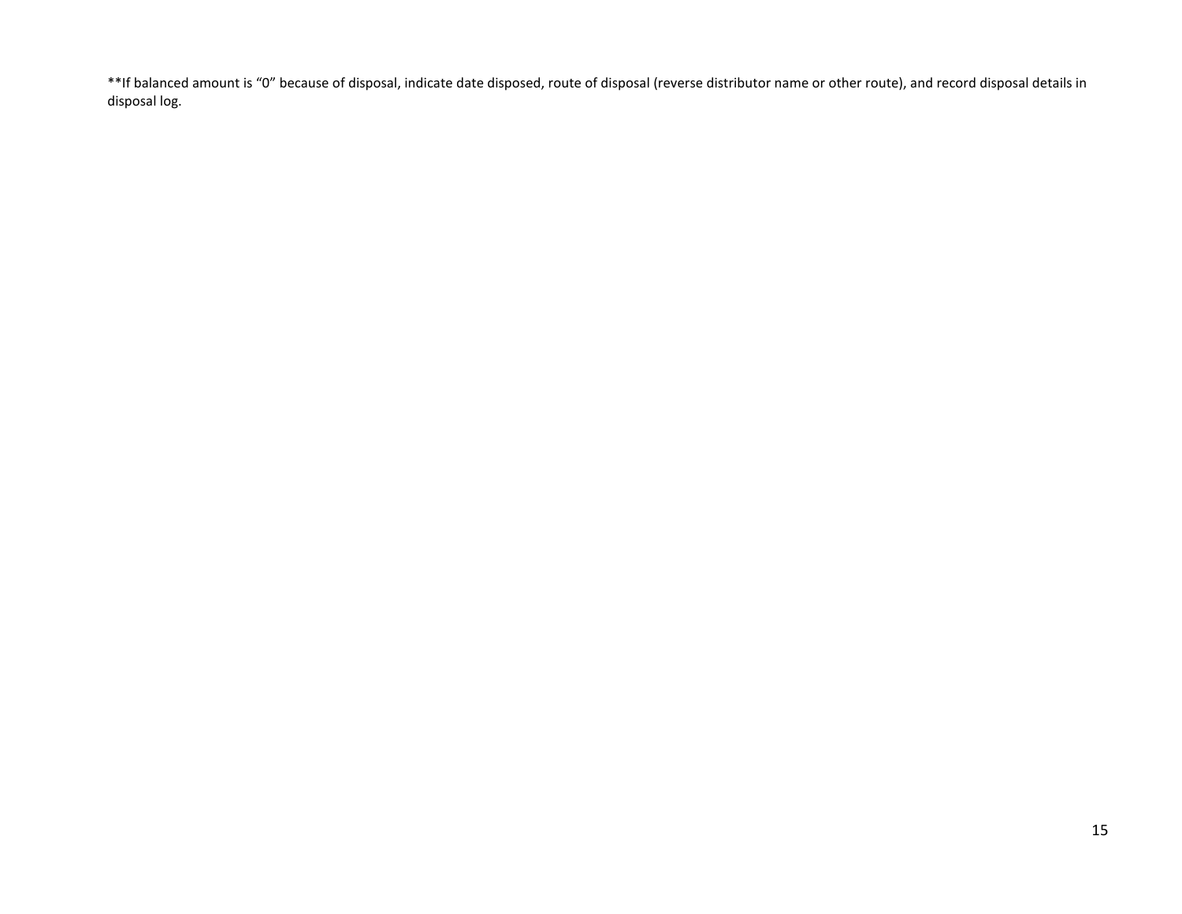**If balanced amount is “0” because of disposal, indicate date disposed, route of disposal (reverse distributor name or other route), and record disposal details in disposal log.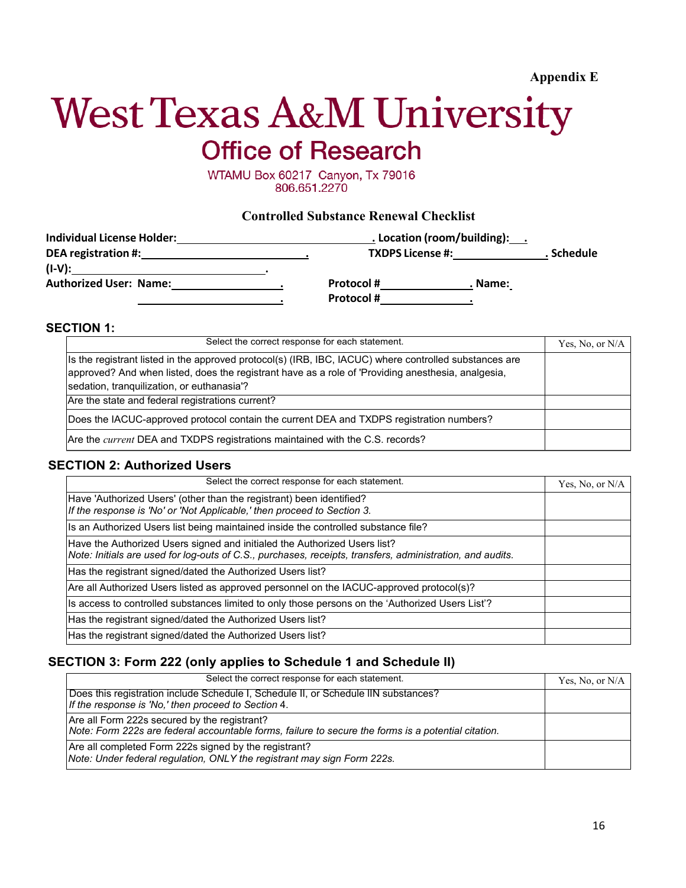**Appendix E**

# West Texas A&M University

## Office of Research

WTAMU Box 60217 Canyon, Tx 79016
806.651.2270

### Controlled Substance Renewal Checklist

**Individual License Holder:** ________________________________. **Location (room/building):** ___.

**DEA registration #:** ____________________________. **TXDPS License #:** _______________. **Schedule (I-V):** ______________________________.

**Authorized User: Name:** __________________. **Protocol #** _______________. **Name:** ___

__________________. **Protocol #** _______________.

### SECTION 1:

| Select the correct response for each statement. | Yes, No, or N/A |
|---|---|
| Is the registrant listed in the approved protocol(s) (IRB, IBC, IACUC) where controlled substances are approved? And when listed, does the registrant have as a role of 'Providing anesthesia, analgesia, sedation, tranquilization, or euthanasia'? | |
| Are the state and federal registrations current? | |
| Does the IACUC-approved protocol contain the current DEA and TXDPS registration numbers? | |
| Are the *current* DEA and TXDPS registrations maintained with the C.S. records? | |

### SECTION 2: Authorized Users

| Select the correct response for each statement. | Yes, No, or N/A |
|---|---|
| Have 'Authorized Users' (other than the registrant) been identified? *If the response is 'No' or 'Not Applicable,' then proceed to Section 3.* | |
| Is an Authorized Users list being maintained inside the controlled substance file? | |
| Have the Authorized Users signed and initialed the Authorized Users list? *Note: Initials are used for log-outs of C.S., purchases, receipts, transfers, administration, and audits.* | |
| Has the registrant signed/dated the Authorized Users list? | |
| Are all Authorized Users listed as approved personnel on the IACUC-approved protocol(s)? | |
| Is access to controlled substances limited to only those persons on the 'Authorized Users List'? | |
| Has the registrant signed/dated the Authorized Users list? | |
| Has the registrant signed/dated the Authorized Users list? | |

### SECTION 3: Form 222 (only applies to Schedule 1 and Schedule II)

| Select the correct response for each statement. | Yes, No, or N/A |
|---|---|
| Does this registration include Schedule I, Schedule II, or Schedule IIN substances? *If the response is 'No,' then proceed to Section 4.* | |
| Are all Form 222s secured by the registrant? *Note: Form 222s are federal accountable forms, failure to secure the forms is a potential citation.* | |
| Are all completed Form 222s signed by the registrant? *Note: Under federal regulation, ONLY the registrant may sign Form 222s.* | |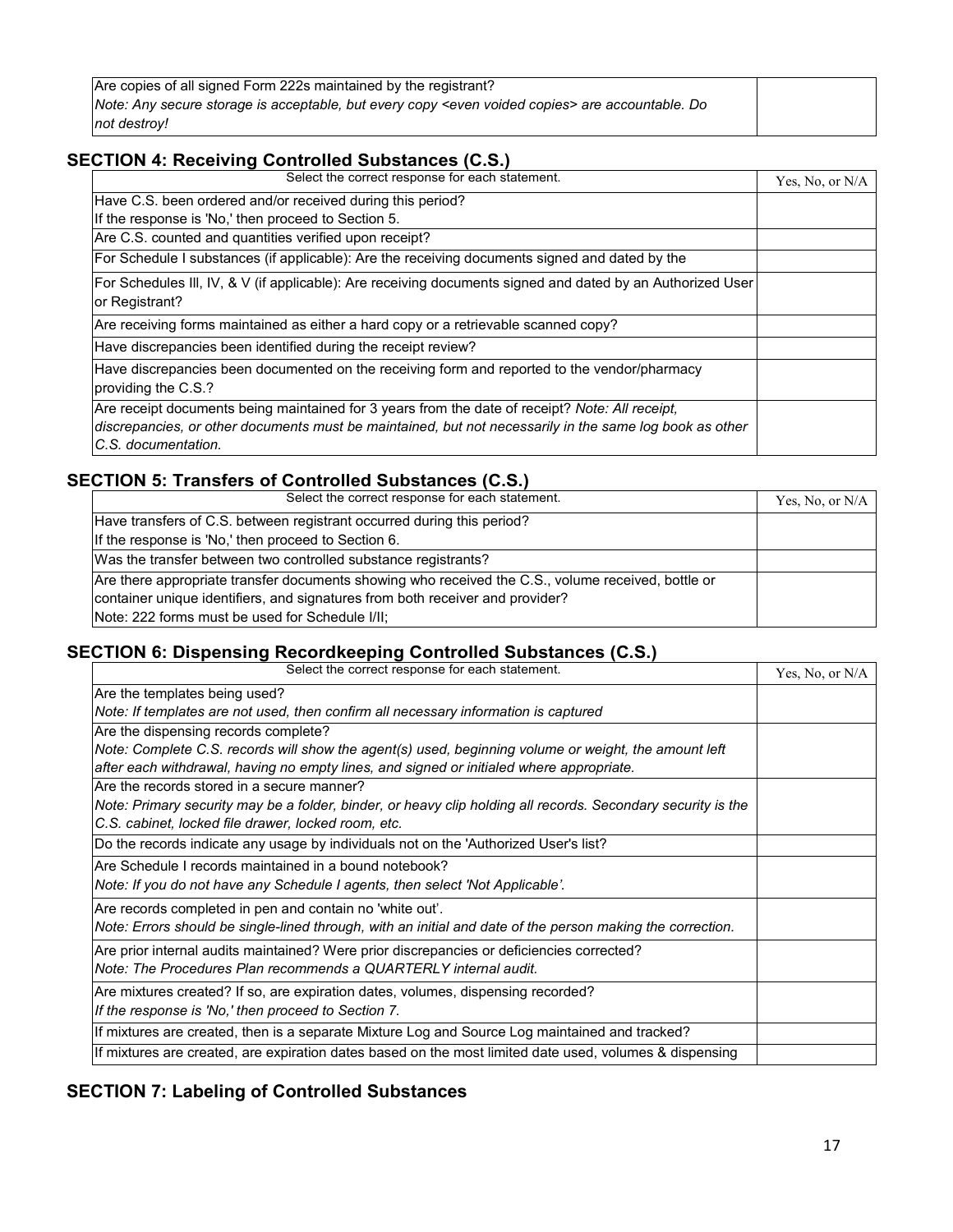| Are copies of all signed Form 222s maintained by the registrant? *Note: Any secure storage is acceptable, but every copy <even voided copies> are accountable. Do not destroy!* | |
|---|---|

## SECTION 4: Receiving Controlled Substances (C.S.)

| Select the correct response for each statement. | Yes, No, or N/A |
|---|---|
| Have C.S. been ordered and/or received during this period? If the response is 'No,' then proceed to Section 5. | |
| Are C.S. counted and quantities verified upon receipt? | |
| For Schedule I substances (if applicable): Are the receiving documents signed and dated by the | |
| For Schedules III, IV, & V (if applicable): Are receiving documents signed and dated by an Authorized User or Registrant? | |
| Are receiving forms maintained as either a hard copy or a retrievable scanned copy? | |
| Have discrepancies been identified during the receipt review? | |
| Have discrepancies been documented on the receiving form and reported to the vendor/pharmacy providing the C.S.? | |
| Are receipt documents being maintained for 3 years from the date of receipt? *Note: All receipt, discrepancies, or other documents must be maintained, but not necessarily in the same log book as other C.S. documentation.* | |

## SECTION 5: Transfers of Controlled Substances (C.S.)

| Select the correct response for each statement. | Yes, No, or N/A |
|---|---|
| Have transfers of C.S. between registrant occurred during this period? If the response is 'No,' then proceed to Section 6. | |
| Was the transfer between two controlled substance registrants? | |
| Are there appropriate transfer documents showing who received the C.S., volume received, bottle or container unique identifiers, and signatures from both receiver and provider? Note: 222 forms must be used for Schedule I/II; | |

## SECTION 6: Dispensing Recordkeeping Controlled Substances (C.S.)

| Select the correct response for each statement. | Yes, No, or N/A |
|---|---|
| Are the templates being used? *Note: If templates are not used, then confirm all necessary information is captured* | |
| Are the dispensing records complete? *Note: Complete C.S. records will show the agent(s) used, beginning volume or weight, the amount left after each withdrawal, having no empty lines, and signed or initialed where appropriate.* | |
| Are the records stored in a secure manner? *Note: Primary security may be a folder, binder, or heavy clip holding all records. Secondary security is the C.S. cabinet, locked file drawer, locked room, etc.* | |
| Do the records indicate any usage by individuals not on the 'Authorized User's list? | |
| Are Schedule I records maintained in a bound notebook? *Note: If you do not have any Schedule I agents, then select 'Not Applicable'.* | |
| Are records completed in pen and contain no 'white out'. *Note: Errors should be single-lined through, with an initial and date of the person making the correction.* | |
| Are prior internal audits maintained? Were prior discrepancies or deficiencies corrected? *Note: The Procedures Plan recommends a QUARTERLY internal audit.* | |
| Are mixtures created? If so, are expiration dates, volumes, dispensing recorded? *If the response is 'No,' then proceed to Section 7.* | |
| If mixtures are created, then is a separate Mixture Log and Source Log maintained and tracked? | |
| If mixtures are created, are expiration dates based on the most limited date used, volumes & dispensing | |

## SECTION 7: Labeling of Controlled Substances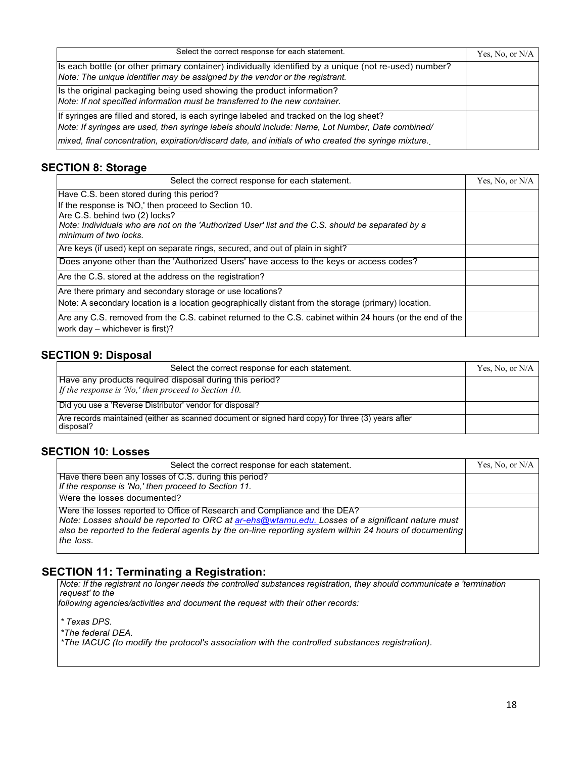| Select the correct response for each statement. | Yes, No, or N/A |
|---|---|
| Is each bottle (or other primary container) individually identified by a unique (not re-used) number?<br>*Note: The unique identifier may be assigned by the vendor or the registrant.* | |
| Is the original packaging being used showing the product information?<br>*Note: If not specified information must be transferred to the new container.* | |
| If syringes are filled and stored, is each syringe labeled and tracked on the log sheet?<br>*Note: If syringes are used, then syringe labels should include: Name, Lot Number, Date combined/ mixed, final concentration, expiration/discard date, and initials of who created the syringe mixture.* | |

## SECTION 8: Storage

| Select the correct response for each statement. | Yes, No, or N/A |
|---|---|
| Have C.S. been stored during this period?<br>If the response is 'NO,' then proceed to Section 10. | |
| Are C.S. behind two (2) locks?<br>*Note: Individuals who are not on the 'Authorized User' list and the C.S. should be separated by a minimum of two locks.* | |
| Are keys (if used) kept on separate rings, secured, and out of plain in sight? | |
| Does anyone other than the 'Authorized Users' have access to the keys or access codes? | |
| Are the C.S. stored at the address on the registration? | |
| Are there primary and secondary storage or use locations?<br>Note: A secondary location is a location geographically distant from the storage (primary) location. | |
| Are any C.S. removed from the C.S. cabinet returned to the C.S. cabinet within 24 hours (or the end of the work day – whichever is first)? | |

## SECTION 9: Disposal

| Select the correct response for each statement. | Yes, No, or N/A |
|---|---|
| Have any products required disposal during this period?<br>*If the response is 'No,' then proceed to Section 10.* | |
| Did you use a 'Reverse Distributor' vendor for disposal? | |
| Are records maintained (either as scanned document or signed hard copy) for three (3) years after disposal? | |

## SECTION 10: Losses

| Select the correct response for each statement. | Yes, No, or N/A |
|---|---|
| Have there been any losses of C.S. during this period?<br>*If the response is 'No,' then proceed to Section 11.* | |
| Were the losses documented? | |
| Were the losses reported to Office of Research and Compliance and the DEA?<br>*Note: Losses should be reported to ORC at [ar-ehs@wtamu.edu.](mailto:ar-ehs@wtamu.edu) Losses of a significant nature must also be reported to the federal agents by the on-line reporting system within 24 hours of documenting the loss.* | |

## SECTION 11: Terminating a Registration:

*Note: If the registrant no longer needs the controlled substances registration, they should communicate a 'termination request' to the following agencies/activities and document the request with their other records:*

*\* Texas DPS.*

*\*The federal DEA.*

*\*The IACUC (to modify the protocol's association with the controlled substances registration).*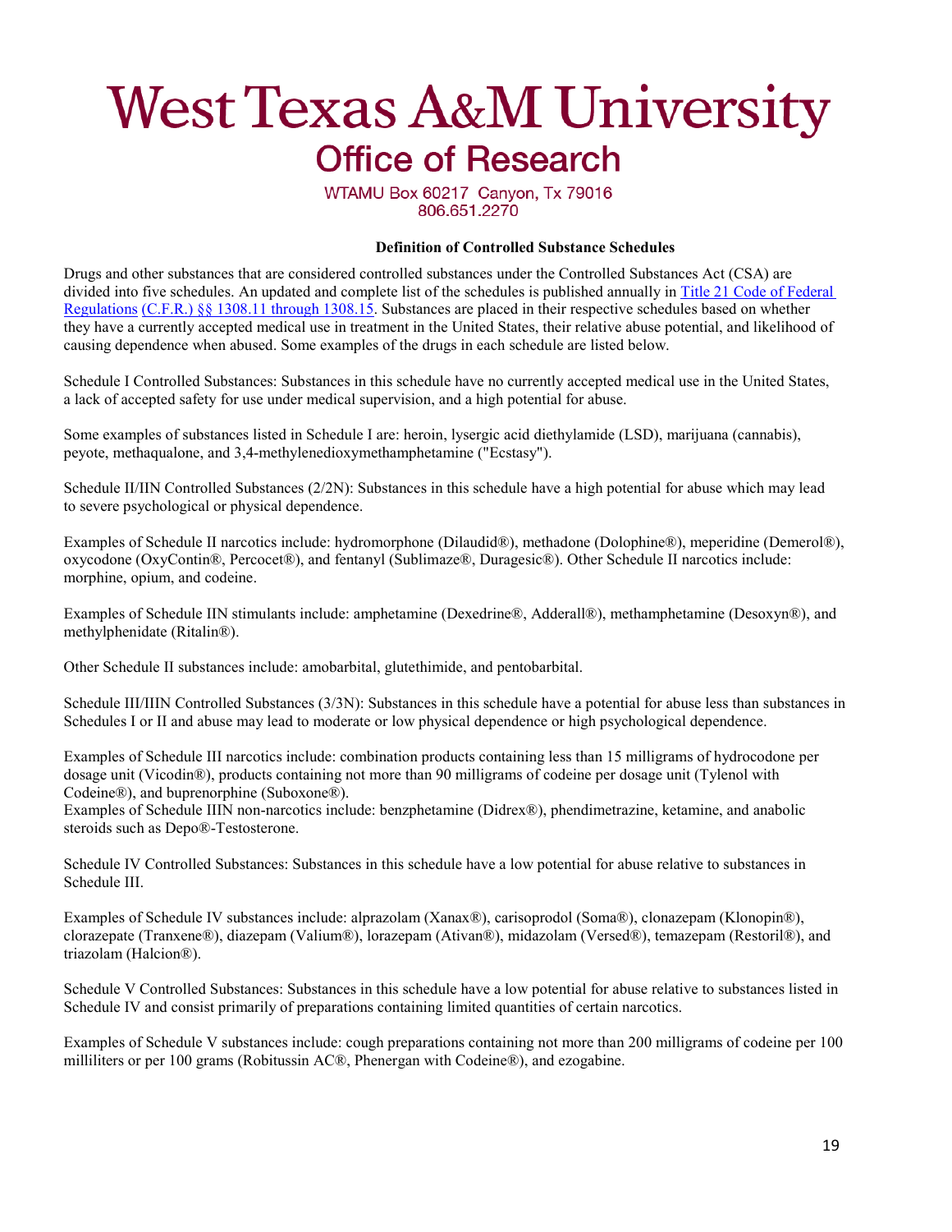# West Texas A&M University

## Office of Research

WTAMU Box 60217 Canyon, Tx 79016
806.651.2270

### Definition of Controlled Substance Schedules

Drugs and other substances that are considered controlled substances under the Controlled Substances Act (CSA) are divided into five schedules. An updated and complete list of the schedules is published annually in [Title 21 Code of Federal Regulations (C.F.R.) §§ 1308.11 through 1308.15]. Substances are placed in their respective schedules based on whether they have a currently accepted medical use in treatment in the United States, their relative abuse potential, and likelihood of causing dependence when abused. Some examples of the drugs in each schedule are listed below.

Schedule I Controlled Substances: Substances in this schedule have no currently accepted medical use in the United States, a lack of accepted safety for use under medical supervision, and a high potential for abuse.

Some examples of substances listed in Schedule I are: heroin, lysergic acid diethylamide (LSD), marijuana (cannabis), peyote, methaqualone, and 3,4-methylenedioxymethamphetamine ("Ecstasy").

Schedule II/IIN Controlled Substances (2/2N): Substances in this schedule have a high potential for abuse which may lead to severe psychological or physical dependence.

Examples of Schedule II narcotics include: hydromorphone (Dilaudid®), methadone (Dolophine®), meperidine (Demerol®), oxycodone (OxyContin®, Percocet®), and fentanyl (Sublimaze®, Duragesic®). Other Schedule II narcotics include: morphine, opium, and codeine.

Examples of Schedule IIN stimulants include: amphetamine (Dexedrine®, Adderall®), methamphetamine (Desoxyn®), and methylphenidate (Ritalin®).

Other Schedule II substances include: amobarbital, glutethimide, and pentobarbital.

Schedule III/IIIN Controlled Substances (3/3N): Substances in this schedule have a potential for abuse less than substances in Schedules I or II and abuse may lead to moderate or low physical dependence or high psychological dependence.

Examples of Schedule III narcotics include: combination products containing less than 15 milligrams of hydrocodone per dosage unit (Vicodin®), products containing not more than 90 milligrams of codeine per dosage unit (Tylenol with Codeine®), and buprenorphine (Suboxone®).
Examples of Schedule IIIN non-narcotics include: benzphetamine (Didrex®), phendimetrazine, ketamine, and anabolic steroids such as Depo®-Testosterone.

Schedule IV Controlled Substances: Substances in this schedule have a low potential for abuse relative to substances in Schedule III.

Examples of Schedule IV substances include: alprazolam (Xanax®), carisoprodol (Soma®), clonazepam (Klonopin®), clorazepate (Tranxene®), diazepam (Valium®), lorazepam (Ativan®), midazolam (Versed®), temazepam (Restoril®), and triazolam (Halcion®).

Schedule V Controlled Substances: Substances in this schedule have a low potential for abuse relative to substances listed in Schedule IV and consist primarily of preparations containing limited quantities of certain narcotics.

Examples of Schedule V substances include: cough preparations containing not more than 200 milligrams of codeine per 100 milliliters or per 100 grams (Robitussin AC®, Phenergan with Codeine®), and ezogabine.